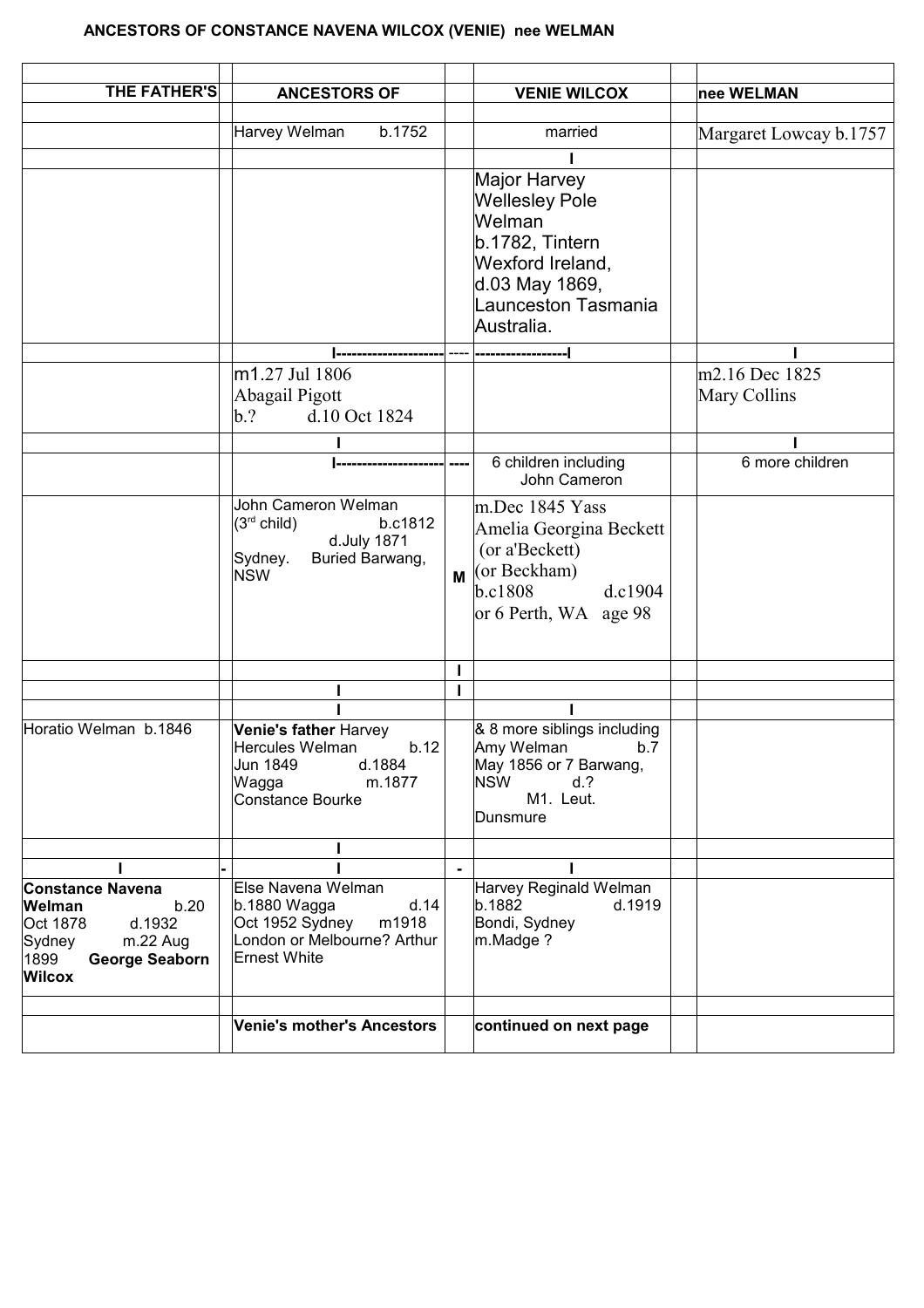**ANCESTORS OF CONSTANCE NAVENA WILCOX (VENIE) nee WELMAN**

| | | | | | | |
|---|---|---|---|---|---|---|
| **THE FATHER'S** | | **ANCESTORS OF** | | **VENIE WILCOX** | | **nee WELMAN** |
| | | Harvey Welman b.1752 | | married | | Margaret Lowcay b.1757 |
| | | | | I | | |
| | | | | Major Harvey Wellesley Pole Welman b.1782, Tintern Wexford Ireland, d.03 May 1869, Launceston Tasmania Australia. | | |
| | | I-------------------- | ---- | -----------------I | | I |
| | | m1.27 Jul 1806 Abagail Pigott b.? d.10 Oct 1824 | | | | m2.16 Dec 1825 Mary Collins |
| | | I | | | | I |
| | | I-------------------- | ---- | 6 children including John Cameron | | 6 more children |
| | | John Cameron Welman (3rd child) b.c1812 d.July 1871 Sydney. Buried Barwang, NSW | M | m.Dec 1845 Yass Amelia Georgina Beckett (or a'Beckett) (or Beckham) b.c1808 d.c1904 or 6 Perth, WA age 98 | | |
| | | | I | | | |
| | | I | I | | | |
| | | I | | I | | |
| Horatio Welman b.1846 | | **Venie's father** Harvey Hercules Welman b.12 Jun 1849 d.1884 Wagga m.1877 Constance Bourke | | & 8 more siblings including Amy Welman b.7 May 1856 or 7 Barwang, NSW d.? M1. Leut. Dunsmure | | |
| | | I | | | | |
| I | - | I | - | I | | |
| **Constance Navena Welman** b.20 Oct 1878 d.1932 Sydney m.22 Aug 1899 **George Seaborn Wilcox** | | Else Navena Welman b.1880 Wagga d.14 Oct 1952 Sydney m1918 London or Melbourne? Arthur Ernest White | | Harvey Reginald Welman b.1882 d.1919 Bondi, Sydney m.Madge ? | | |
| | | | | | | |
| | | **Venie's mother's Ancestors** | | **continued on next page** | | |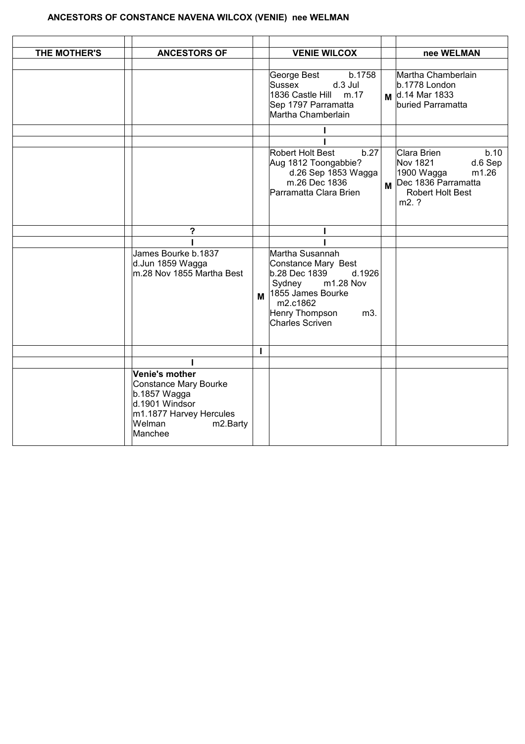**ANCESTORS OF CONSTANCE NAVENA WILCOX (VENIE) nee WELMAN**

| | | | | | | |
|---|---|---|---|---|---|---|
| | | | | | | |
| THE MOTHER'S | | ANCESTORS OF | | VENIE WILCOX | | nee WELMAN |
| | | | | | | |
| | | | | George Best b.1758 Sussex d.3 Jul 1836 Castle Hill m.17 Sep 1797 Parramatta Martha Chamberlain | M | Martha Chamberlain b.1778 London d.14 Mar 1833 buried Parramatta |
| | | | | I | | |
| | | | | I | | |
| | | | | Robert Holt Best b.27 Aug 1812 Toongabbie? d.26 Sep 1853 Wagga m.26 Dec 1836 Parramatta Clara Brien | M | Clara Brien b.10 Nov 1821 d.6 Sep 1900 Wagga m1.26 Dec 1836 Parramatta Robert Holt Best m2. ? |
| | | ? | | I | | |
| | | I | | I | | |
| | | James Bourke b.1837 d.Jun 1859 Wagga m.28 Nov 1855 Martha Best | M | Martha Susannah Constance Mary Best b.28 Dec 1839 d.1926 Sydney m1.28 Nov 1855 James Bourke m2.c1862 Henry Thompson m3. Charles Scriven | | |
| | | | I | | | |
| | | I | | | | |
| | | **Venie's mother** Constance Mary Bourke b.1857 Wagga d.1901 Windsor m1.1877 Harvey Hercules Welman m2.Barty Manchee | | | | |